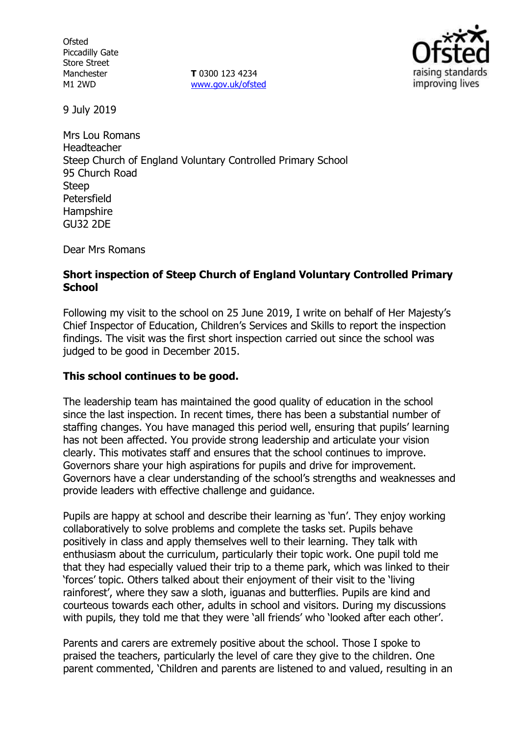Ofsted
Piccadilly Gate
Store Street
Manchester
M1 2WD

**T** 0300 123 4234
www.gov.uk/ofsted

9 July 2019

Mrs Lou Romans
Headteacher
Steep Church of England Voluntary Controlled Primary School
95 Church Road
Steep
Petersfield
Hampshire
GU32 2DE

Dear Mrs Romans

**Short inspection of Steep Church of England Voluntary Controlled Primary School**

Following my visit to the school on 25 June 2019, I write on behalf of Her Majesty's Chief Inspector of Education, Children's Services and Skills to report the inspection findings. The visit was the first short inspection carried out since the school was judged to be good in December 2015.

**This school continues to be good.**

The leadership team has maintained the good quality of education in the school since the last inspection. In recent times, there has been a substantial number of staffing changes. You have managed this period well, ensuring that pupils' learning has not been affected. You provide strong leadership and articulate your vision clearly. This motivates staff and ensures that the school continues to improve. Governors share your high aspirations for pupils and drive for improvement. Governors have a clear understanding of the school's strengths and weaknesses and provide leaders with effective challenge and guidance.

Pupils are happy at school and describe their learning as 'fun'. They enjoy working collaboratively to solve problems and complete the tasks set. Pupils behave positively in class and apply themselves well to their learning. They talk with enthusiasm about the curriculum, particularly their topic work. One pupil told me that they had especially valued their trip to a theme park, which was linked to their 'forces' topic. Others talked about their enjoyment of their visit to the 'living rainforest', where they saw a sloth, iguanas and butterflies. Pupils are kind and courteous towards each other, adults in school and visitors. During my discussions with pupils, they told me that they were 'all friends' who 'looked after each other'.

Parents and carers are extremely positive about the school. Those I spoke to praised the teachers, particularly the level of care they give to the children. One parent commented, 'Children and parents are listened to and valued, resulting in an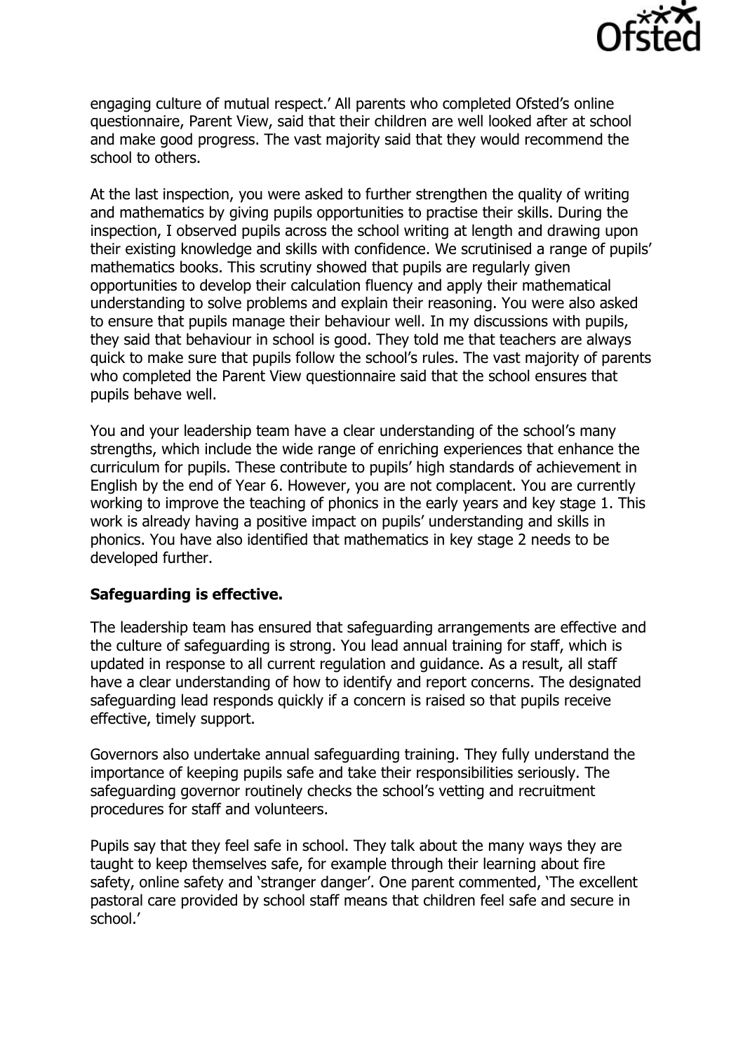engaging culture of mutual respect.' All parents who completed Ofsted's online questionnaire, Parent View, said that their children are well looked after at school and make good progress. The vast majority said that they would recommend the school to others.

At the last inspection, you were asked to further strengthen the quality of writing and mathematics by giving pupils opportunities to practise their skills. During the inspection, I observed pupils across the school writing at length and drawing upon their existing knowledge and skills with confidence. We scrutinised a range of pupils' mathematics books. This scrutiny showed that pupils are regularly given opportunities to develop their calculation fluency and apply their mathematical understanding to solve problems and explain their reasoning. You were also asked to ensure that pupils manage their behaviour well. In my discussions with pupils, they said that behaviour in school is good. They told me that teachers are always quick to make sure that pupils follow the school's rules. The vast majority of parents who completed the Parent View questionnaire said that the school ensures that pupils behave well.

You and your leadership team have a clear understanding of the school's many strengths, which include the wide range of enriching experiences that enhance the curriculum for pupils. These contribute to pupils' high standards of achievement in English by the end of Year 6. However, you are not complacent. You are currently working to improve the teaching of phonics in the early years and key stage 1. This work is already having a positive impact on pupils' understanding and skills in phonics. You have also identified that mathematics in key stage 2 needs to be developed further.

**Safeguarding is effective.**

The leadership team has ensured that safeguarding arrangements are effective and the culture of safeguarding is strong. You lead annual training for staff, which is updated in response to all current regulation and guidance. As a result, all staff have a clear understanding of how to identify and report concerns. The designated safeguarding lead responds quickly if a concern is raised so that pupils receive effective, timely support.

Governors also undertake annual safeguarding training. They fully understand the importance of keeping pupils safe and take their responsibilities seriously. The safeguarding governor routinely checks the school's vetting and recruitment procedures for staff and volunteers.

Pupils say that they feel safe in school. They talk about the many ways they are taught to keep themselves safe, for example through their learning about fire safety, online safety and 'stranger danger'. One parent commented, 'The excellent pastoral care provided by school staff means that children feel safe and secure in school.'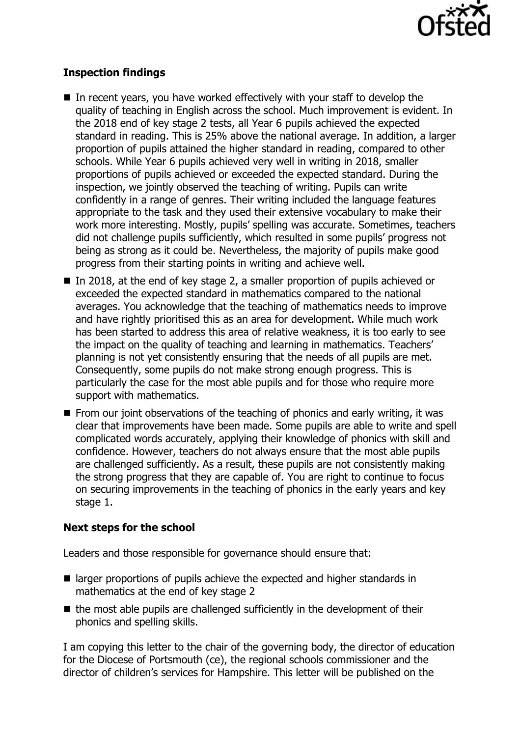## Inspection findings

- In recent years, you have worked effectively with your staff to develop the quality of teaching in English across the school. Much improvement is evident. In the 2018 end of key stage 2 tests, all Year 6 pupils achieved the expected standard in reading. This is 25% above the national average. In addition, a larger proportion of pupils attained the higher standard in reading, compared to other schools. While Year 6 pupils achieved very well in writing in 2018, smaller proportions of pupils achieved or exceeded the expected standard. During the inspection, we jointly observed the teaching of writing. Pupils can write confidently in a range of genres. Their writing included the language features appropriate to the task and they used their extensive vocabulary to make their work more interesting. Mostly, pupils' spelling was accurate. Sometimes, teachers did not challenge pupils sufficiently, which resulted in some pupils' progress not being as strong as it could be. Nevertheless, the majority of pupils make good progress from their starting points in writing and achieve well.
- In 2018, at the end of key stage 2, a smaller proportion of pupils achieved or exceeded the expected standard in mathematics compared to the national averages. You acknowledge that the teaching of mathematics needs to improve and have rightly prioritised this as an area for development. While much work has been started to address this area of relative weakness, it is too early to see the impact on the quality of teaching and learning in mathematics. Teachers' planning is not yet consistently ensuring that the needs of all pupils are met. Consequently, some pupils do not make strong enough progress. This is particularly the case for the most able pupils and for those who require more support with mathematics.
- From our joint observations of the teaching of phonics and early writing, it was clear that improvements have been made. Some pupils are able to write and spell complicated words accurately, applying their knowledge of phonics with skill and confidence. However, teachers do not always ensure that the most able pupils are challenged sufficiently. As a result, these pupils are not consistently making the strong progress that they are capable of. You are right to continue to focus on securing improvements in the teaching of phonics in the early years and key stage 1.

## Next steps for the school

Leaders and those responsible for governance should ensure that:

- larger proportions of pupils achieve the expected and higher standards in mathematics at the end of key stage 2
- the most able pupils are challenged sufficiently in the development of their phonics and spelling skills.

I am copying this letter to the chair of the governing body, the director of education for the Diocese of Portsmouth (ce), the regional schools commissioner and the director of children's services for Hampshire. This letter will be published on the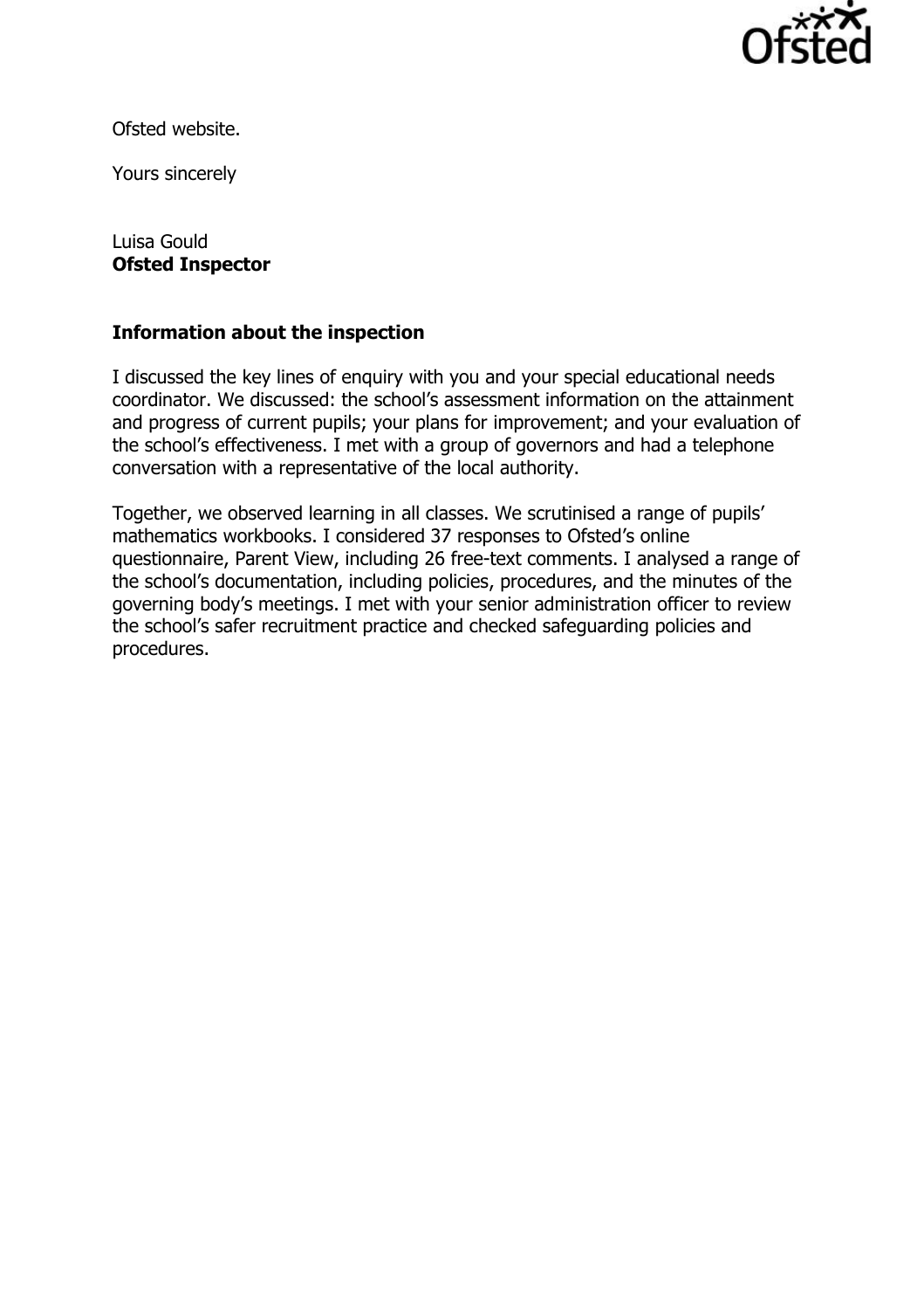Ofsted website.

Yours sincerely

Luisa Gould
**Ofsted Inspector**

### Information about the inspection

I discussed the key lines of enquiry with you and your special educational needs coordinator. We discussed: the school's assessment information on the attainment and progress of current pupils; your plans for improvement; and your evaluation of the school's effectiveness. I met with a group of governors and had a telephone conversation with a representative of the local authority.

Together, we observed learning in all classes. We scrutinised a range of pupils' mathematics workbooks. I considered 37 responses to Ofsted's online questionnaire, Parent View, including 26 free-text comments. I analysed a range of the school's documentation, including policies, procedures, and the minutes of the governing body's meetings. I met with your senior administration officer to review the school's safer recruitment practice and checked safeguarding policies and procedures.